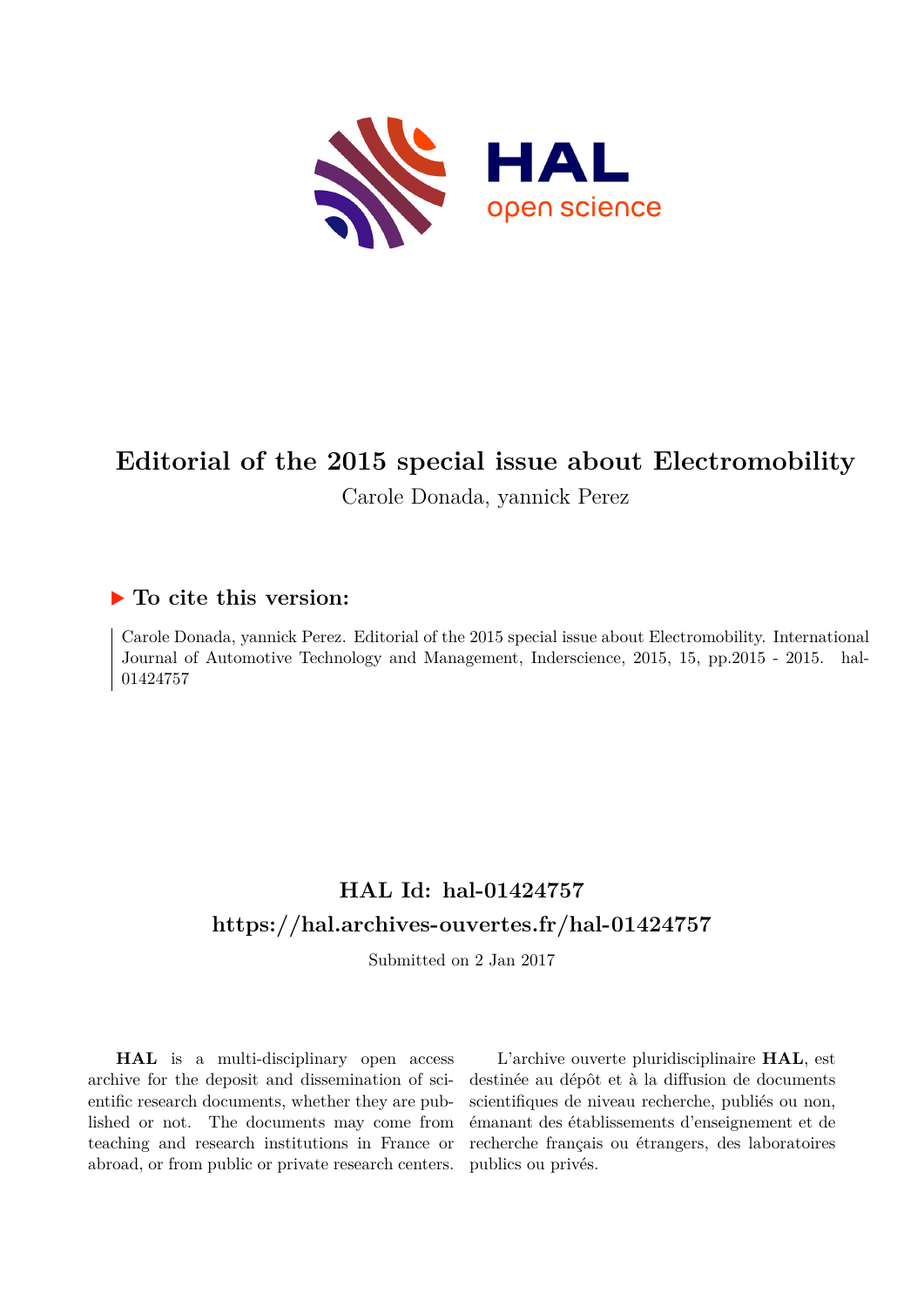# Editorial of the 2015 special issue about Electromobility

Carole Donada, yannick Perez

## ▶ To cite this version:

Carole Donada, yannick Perez. Editorial of the 2015 special issue about Electromobility. International Journal of Automotive Technology and Management, Inderscience, 2015, 15, pp.2015 - 2015. hal-01424757

## HAL Id: hal-01424757

## https://hal.archives-ouvertes.fr/hal-01424757

Submitted on 2 Jan 2017

**HAL** is a multi-disciplinary open access archive for the deposit and dissemination of scientific research documents, whether they are published or not. The documents may come from teaching and research institutions in France or abroad, or from public or private research centers.

L'archive ouverte pluridisciplinaire **HAL**, est destinée au dépôt et à la diffusion de documents scientifiques de niveau recherche, publiés ou non, émanant des établissements d'enseignement et de recherche français ou étrangers, des laboratoires publics ou privés.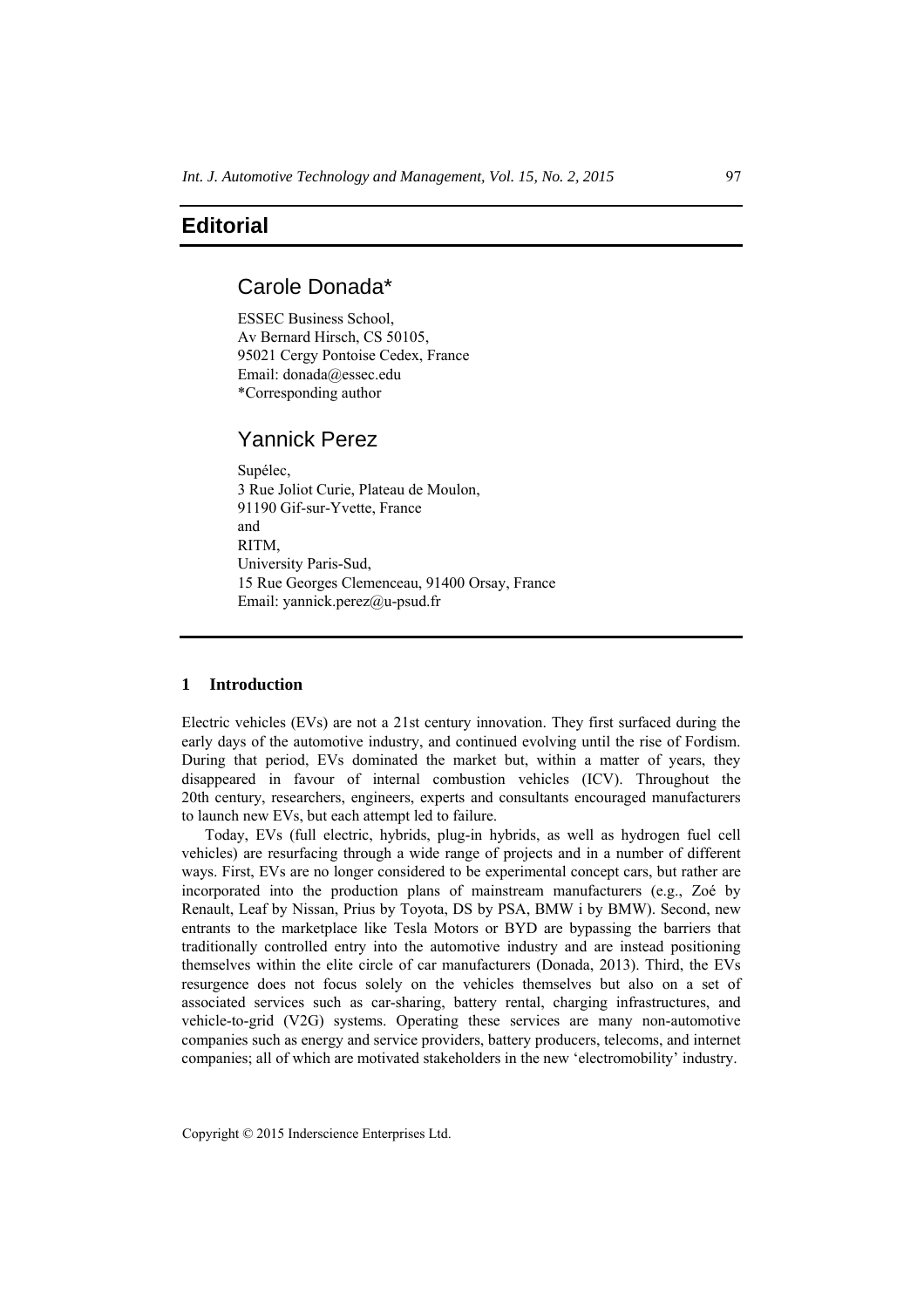# Editorial

## Carole Donada*

ESSEC Business School,
Av Bernard Hirsch, CS 50105,
95021 Cergy Pontoise Cedex, France
Email: donada@essec.edu
*Corresponding author

## Yannick Perez

Supélec,
3 Rue Joliot Curie, Plateau de Moulon,
91190 Gif-sur-Yvette, France
and
RITM,
University Paris-Sud,
15 Rue Georges Clemenceau, 91400 Orsay, France
Email: yannick.perez@u-psud.fr

## 1 Introduction

Electric vehicles (EVs) are not a 21st century innovation. They first surfaced during the early days of the automotive industry, and continued evolving until the rise of Fordism. During that period, EVs dominated the market but, within a matter of years, they disappeared in favour of internal combustion vehicles (ICV). Throughout the 20th century, researchers, engineers, experts and consultants encouraged manufacturers to launch new EVs, but each attempt led to failure.

Today, EVs (full electric, hybrids, plug-in hybrids, as well as hydrogen fuel cell vehicles) are resurfacing through a wide range of projects and in a number of different ways. First, EVs are no longer considered to be experimental concept cars, but rather are incorporated into the production plans of mainstream manufacturers (e.g., Zoé by Renault, Leaf by Nissan, Prius by Toyota, DS by PSA, BMW i by BMW). Second, new entrants to the marketplace like Tesla Motors or BYD are bypassing the barriers that traditionally controlled entry into the automotive industry and are instead positioning themselves within the elite circle of car manufacturers (Donada, 2013). Third, the EVs resurgence does not focus solely on the vehicles themselves but also on a set of associated services such as car-sharing, battery rental, charging infrastructures, and vehicle-to-grid (V2G) systems. Operating these services are many non-automotive companies such as energy and service providers, battery producers, telecoms, and internet companies; all of which are motivated stakeholders in the new 'electromobility' industry.

Copyright © 2015 Inderscience Enterprises Ltd.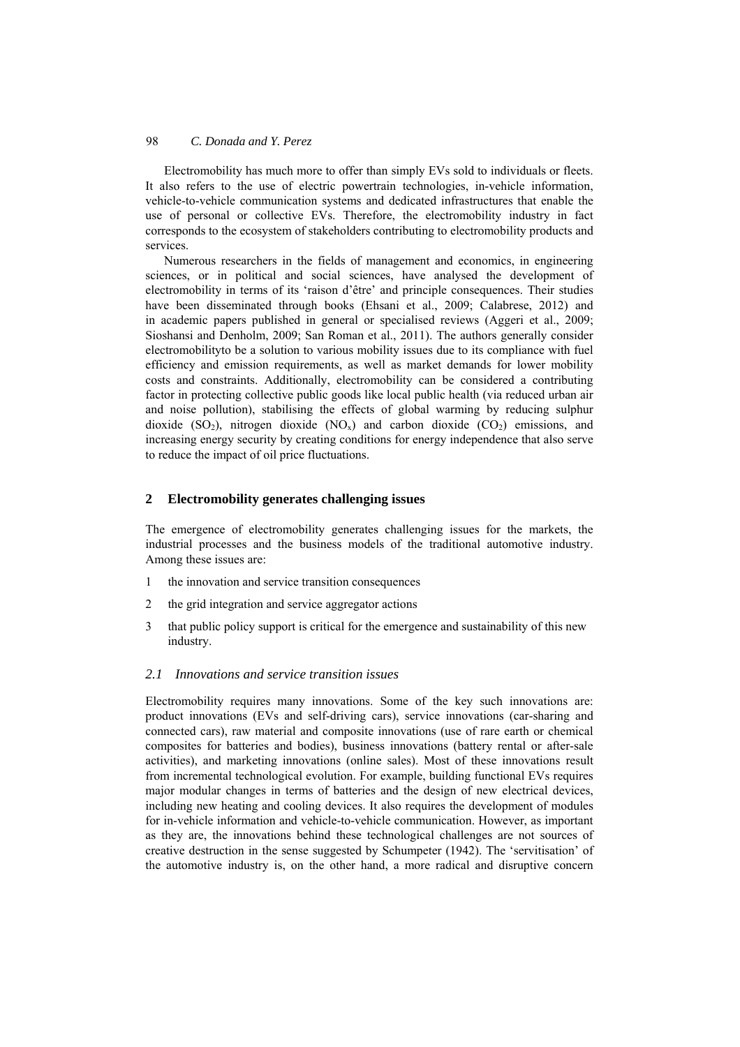Electromobility has much more to offer than simply EVs sold to individuals or fleets. It also refers to the use of electric powertrain technologies, in-vehicle information, vehicle-to-vehicle communication systems and dedicated infrastructures that enable the use of personal or collective EVs. Therefore, the electromobility industry in fact corresponds to the ecosystem of stakeholders contributing to electromobility products and services.

Numerous researchers in the fields of management and economics, in engineering sciences, or in political and social sciences, have analysed the development of electromobility in terms of its 'raison d'être' and principle consequences. Their studies have been disseminated through books (Ehsani et al., 2009; Calabrese, 2012) and in academic papers published in general or specialised reviews (Aggeri et al., 2009; Sioshansi and Denholm, 2009; San Roman et al., 2011). The authors generally consider electromobilityto be a solution to various mobility issues due to its compliance with fuel efficiency and emission requirements, as well as market demands for lower mobility costs and constraints. Additionally, electromobility can be considered a contributing factor in protecting collective public goods like local public health (via reduced urban air and noise pollution), stabilising the effects of global warming by reducing sulphur dioxide ($SO_2$), nitrogen dioxide ($NO_x$) and carbon dioxide ($CO_2$) emissions, and increasing energy security by creating conditions for energy independence that also serve to reduce the impact of oil price fluctuations.

## 2 Electromobility generates challenging issues

The emergence of electromobility generates challenging issues for the markets, the industrial processes and the business models of the traditional automotive industry. Among these issues are:

1. the innovation and service transition consequences
2. the grid integration and service aggregator actions
3. that public policy support is critical for the emergence and sustainability of this new industry.

### *2.1 Innovations and service transition issues*

Electromobility requires many innovations. Some of the key such innovations are: product innovations (EVs and self-driving cars), service innovations (car-sharing and connected cars), raw material and composite innovations (use of rare earth or chemical composites for batteries and bodies), business innovations (battery rental or after-sale activities), and marketing innovations (online sales). Most of these innovations result from incremental technological evolution. For example, building functional EVs requires major modular changes in terms of batteries and the design of new electrical devices, including new heating and cooling devices. It also requires the development of modules for in-vehicle information and vehicle-to-vehicle communication. However, as important as they are, the innovations behind these technological challenges are not sources of creative destruction in the sense suggested by Schumpeter (1942). The 'servitisation' of the automotive industry is, on the other hand, a more radical and disruptive concern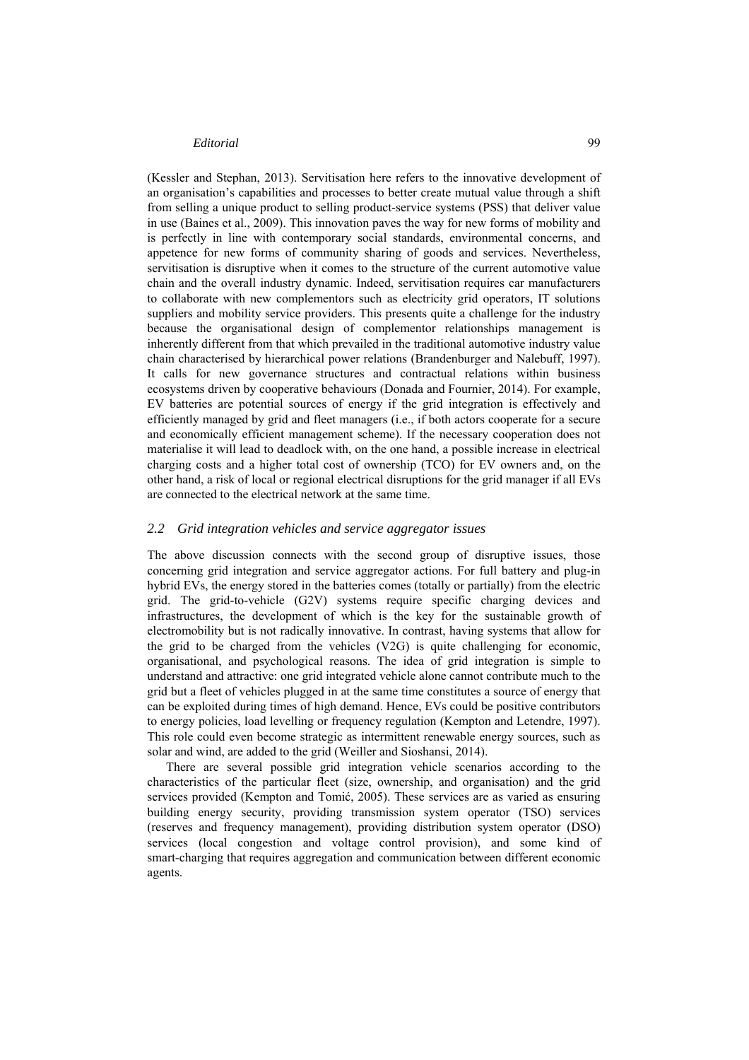(Kessler and Stephan, 2013). Servitisation here refers to the innovative development of an organisation's capabilities and processes to better create mutual value through a shift from selling a unique product to selling product-service systems (PSS) that deliver value in use (Baines et al., 2009). This innovation paves the way for new forms of mobility and is perfectly in line with contemporary social standards, environmental concerns, and appetence for new forms of community sharing of goods and services. Nevertheless, servitisation is disruptive when it comes to the structure of the current automotive value chain and the overall industry dynamic. Indeed, servitisation requires car manufacturers to collaborate with new complementors such as electricity grid operators, IT solutions suppliers and mobility service providers. This presents quite a challenge for the industry because the organisational design of complementor relationships management is inherently different from that which prevailed in the traditional automotive industry value chain characterised by hierarchical power relations (Brandenburger and Nalebuff, 1997). It calls for new governance structures and contractual relations within business ecosystems driven by cooperative behaviours (Donada and Fournier, 2014). For example, EV batteries are potential sources of energy if the grid integration is effectively and efficiently managed by grid and fleet managers (i.e., if both actors cooperate for a secure and economically efficient management scheme). If the necessary cooperation does not materialise it will lead to deadlock with, on the one hand, a possible increase in electrical charging costs and a higher total cost of ownership (TCO) for EV owners and, on the other hand, a risk of local or regional electrical disruptions for the grid manager if all EVs are connected to the electrical network at the same time.

### *2.2 Grid integration vehicles and service aggregator issues*

The above discussion connects with the second group of disruptive issues, those concerning grid integration and service aggregator actions. For full battery and plug-in hybrid EVs, the energy stored in the batteries comes (totally or partially) from the electric grid. The grid-to-vehicle (G2V) systems require specific charging devices and infrastructures, the development of which is the key for the sustainable growth of electromobility but is not radically innovative. In contrast, having systems that allow for the grid to be charged from the vehicles (V2G) is quite challenging for economic, organisational, and psychological reasons. The idea of grid integration is simple to understand and attractive: one grid integrated vehicle alone cannot contribute much to the grid but a fleet of vehicles plugged in at the same time constitutes a source of energy that can be exploited during times of high demand. Hence, EVs could be positive contributors to energy policies, load levelling or frequency regulation (Kempton and Letendre, 1997). This role could even become strategic as intermittent renewable energy sources, such as solar and wind, are added to the grid (Weiller and Sioshansi, 2014).

There are several possible grid integration vehicle scenarios according to the characteristics of the particular fleet (size, ownership, and organisation) and the grid services provided (Kempton and Tomić, 2005). These services are as varied as ensuring building energy security, providing transmission system operator (TSO) services (reserves and frequency management), providing distribution system operator (DSO) services (local congestion and voltage control provision), and some kind of smart-charging that requires aggregation and communication between different economic agents.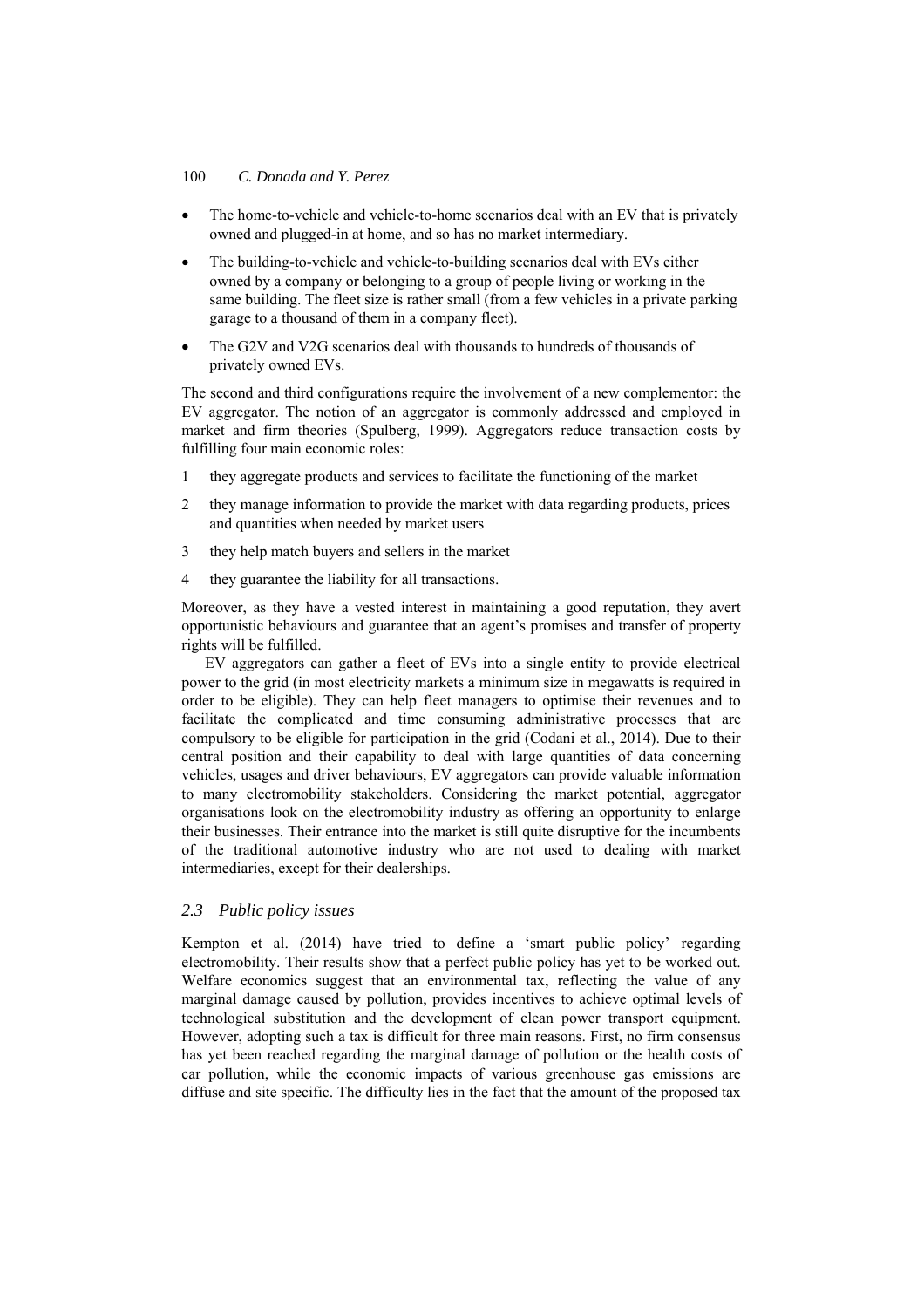- The home-to-vehicle and vehicle-to-home scenarios deal with an EV that is privately owned and plugged-in at home, and so has no market intermediary.
- The building-to-vehicle and vehicle-to-building scenarios deal with EVs either owned by a company or belonging to a group of people living or working in the same building. The fleet size is rather small (from a few vehicles in a private parking garage to a thousand of them in a company fleet).
- The G2V and V2G scenarios deal with thousands to hundreds of thousands of privately owned EVs.

The second and third configurations require the involvement of a new complementor: the EV aggregator. The notion of an aggregator is commonly addressed and employed in market and firm theories (Spulberg, 1999). Aggregators reduce transaction costs by fulfilling four main economic roles:

1. they aggregate products and services to facilitate the functioning of the market
2. they manage information to provide the market with data regarding products, prices and quantities when needed by market users
3. they help match buyers and sellers in the market
4. they guarantee the liability for all transactions.

Moreover, as they have a vested interest in maintaining a good reputation, they avert opportunistic behaviours and guarantee that an agent's promises and transfer of property rights will be fulfilled.

EV aggregators can gather a fleet of EVs into a single entity to provide electrical power to the grid (in most electricity markets a minimum size in megawatts is required in order to be eligible). They can help fleet managers to optimise their revenues and to facilitate the complicated and time consuming administrative processes that are compulsory to be eligible for participation in the grid (Codani et al., 2014). Due to their central position and their capability to deal with large quantities of data concerning vehicles, usages and driver behaviours, EV aggregators can provide valuable information to many electromobility stakeholders. Considering the market potential, aggregator organisations look on the electromobility industry as offering an opportunity to enlarge their businesses. Their entrance into the market is still quite disruptive for the incumbents of the traditional automotive industry who are not used to dealing with market intermediaries, except for their dealerships.

### *2.3 Public policy issues*

Kempton et al. (2014) have tried to define a 'smart public policy' regarding electromobility. Their results show that a perfect public policy has yet to be worked out. Welfare economics suggest that an environmental tax, reflecting the value of any marginal damage caused by pollution, provides incentives to achieve optimal levels of technological substitution and the development of clean power transport equipment. However, adopting such a tax is difficult for three main reasons. First, no firm consensus has yet been reached regarding the marginal damage of pollution or the health costs of car pollution, while the economic impacts of various greenhouse gas emissions are diffuse and site specific. The difficulty lies in the fact that the amount of the proposed tax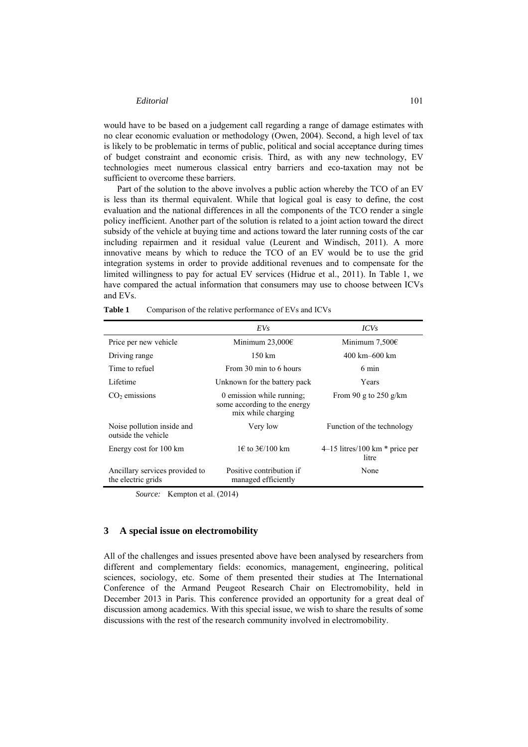would have to be based on a judgement call regarding a range of damage estimates with no clear economic evaluation or methodology (Owen, 2004). Second, a high level of tax is likely to be problematic in terms of public, political and social acceptance during times of budget constraint and economic crisis. Third, as with any new technology, EV technologies meet numerous classical entry barriers and eco-taxation may not be sufficient to overcome these barriers.

Part of the solution to the above involves a public action whereby the TCO of an EV is less than its thermal equivalent. While that logical goal is easy to define, the cost evaluation and the national differences in all the components of the TCO render a single policy inefficient. Another part of the solution is related to a joint action toward the direct subsidy of the vehicle at buying time and actions toward the later running costs of the car including repairmen and it residual value (Leurent and Windisch, 2011). A more innovative means by which to reduce the TCO of an EV would be to use the grid integration systems in order to provide additional revenues and to compensate for the limited willingness to pay for actual EV services (Hidrue et al., 2011). In Table 1, we have compared the actual information that consumers may use to choose between ICVs and EVs.

**Table 1** Comparison of the relative performance of EVs and ICVs

| | *EVs* | *ICVs* |
|---|---|---|
| Price per new vehicle | Minimum 23,000€ | Minimum 7,500€ |
| Driving range | 150 km | 400 km–600 km |
| Time to refuel | From 30 min to 6 hours | 6 min |
| Lifetime | Unknown for the battery pack | Years |
| $CO_2$ emissions | 0 emission while running; some according to the energy mix while charging | From 90 g to 250 g/km |
| Noise pollution inside and outside the vehicle | Very low | Function of the technology |
| Energy cost for 100 km | 1€ to 3€/100 km | 4–15 litres/100 km * price per litre |
| Ancillary services provided to the electric grids | Positive contribution if managed efficiently | None |

*Source:* Kempton et al. (2014)

## 3 A special issue on electromobility

All of the challenges and issues presented above have been analysed by researchers from different and complementary fields: economics, management, engineering, political sciences, sociology, etc. Some of them presented their studies at The International Conference of the Armand Peugeot Research Chair on Electromobility, held in December 2013 in Paris. This conference provided an opportunity for a great deal of discussion among academics. With this special issue, we wish to share the results of some discussions with the rest of the research community involved in electromobility.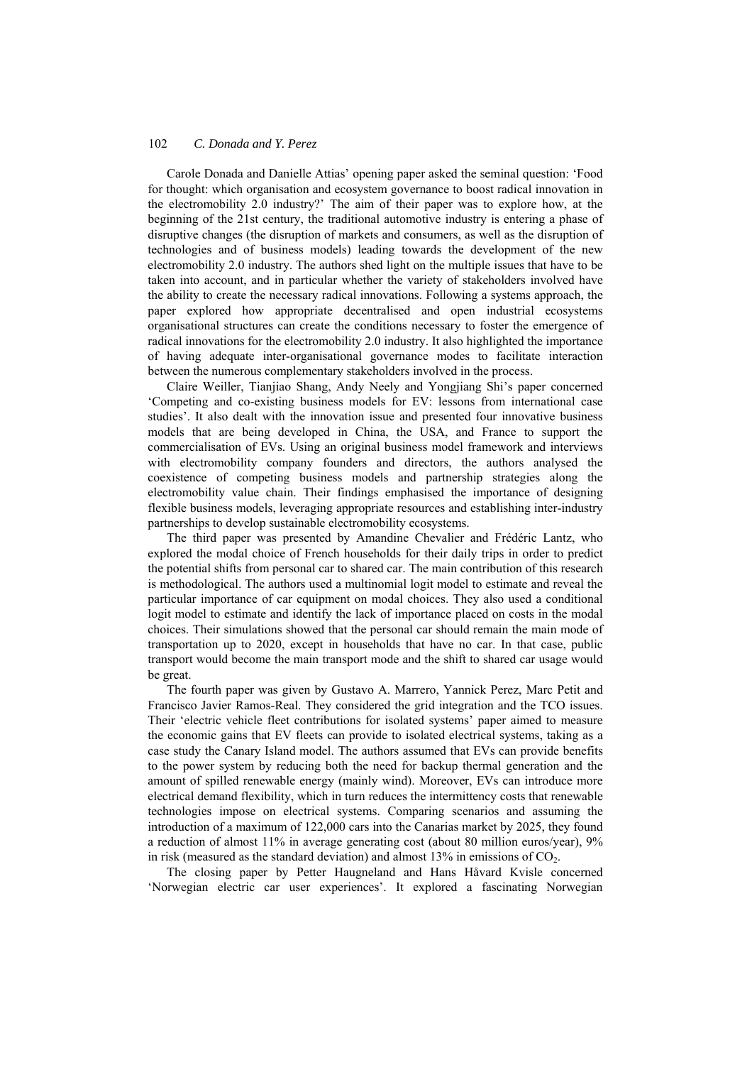Carole Donada and Danielle Attias' opening paper asked the seminal question: 'Food for thought: which organisation and ecosystem governance to boost radical innovation in the electromobility 2.0 industry?' The aim of their paper was to explore how, at the beginning of the 21st century, the traditional automotive industry is entering a phase of disruptive changes (the disruption of markets and consumers, as well as the disruption of technologies and of business models) leading towards the development of the new electromobility 2.0 industry. The authors shed light on the multiple issues that have to be taken into account, and in particular whether the variety of stakeholders involved have the ability to create the necessary radical innovations. Following a systems approach, the paper explored how appropriate decentralised and open industrial ecosystems organisational structures can create the conditions necessary to foster the emergence of radical innovations for the electromobility 2.0 industry. It also highlighted the importance of having adequate inter-organisational governance modes to facilitate interaction between the numerous complementary stakeholders involved in the process.

Claire Weiller, Tianjiao Shang, Andy Neely and Yongjiang Shi's paper concerned 'Competing and co-existing business models for EV: lessons from international case studies'. It also dealt with the innovation issue and presented four innovative business models that are being developed in China, the USA, and France to support the commercialisation of EVs. Using an original business model framework and interviews with electromobility company founders and directors, the authors analysed the coexistence of competing business models and partnership strategies along the electromobility value chain. Their findings emphasised the importance of designing flexible business models, leveraging appropriate resources and establishing inter-industry partnerships to develop sustainable electromobility ecosystems.

The third paper was presented by Amandine Chevalier and Frédéric Lantz, who explored the modal choice of French households for their daily trips in order to predict the potential shifts from personal car to shared car. The main contribution of this research is methodological. The authors used a multinomial logit model to estimate and reveal the particular importance of car equipment on modal choices. They also used a conditional logit model to estimate and identify the lack of importance placed on costs in the modal choices. Their simulations showed that the personal car should remain the main mode of transportation up to 2020, except in households that have no car. In that case, public transport would become the main transport mode and the shift to shared car usage would be great.

The fourth paper was given by Gustavo A. Marrero, Yannick Perez, Marc Petit and Francisco Javier Ramos-Real. They considered the grid integration and the TCO issues. Their 'electric vehicle fleet contributions for isolated systems' paper aimed to measure the economic gains that EV fleets can provide to isolated electrical systems, taking as a case study the Canary Island model. The authors assumed that EVs can provide benefits to the power system by reducing both the need for backup thermal generation and the amount of spilled renewable energy (mainly wind). Moreover, EVs can introduce more electrical demand flexibility, which in turn reduces the intermittency costs that renewable technologies impose on electrical systems. Comparing scenarios and assuming the introduction of a maximum of 122,000 cars into the Canarias market by 2025, they found a reduction of almost 11% in average generating cost (about 80 million euros/year), 9% in risk (measured as the standard deviation) and almost 13% in emissions of $CO_2$.

The closing paper by Petter Haugneland and Hans Håvard Kvisle concerned 'Norwegian electric car user experiences'. It explored a fascinating Norwegian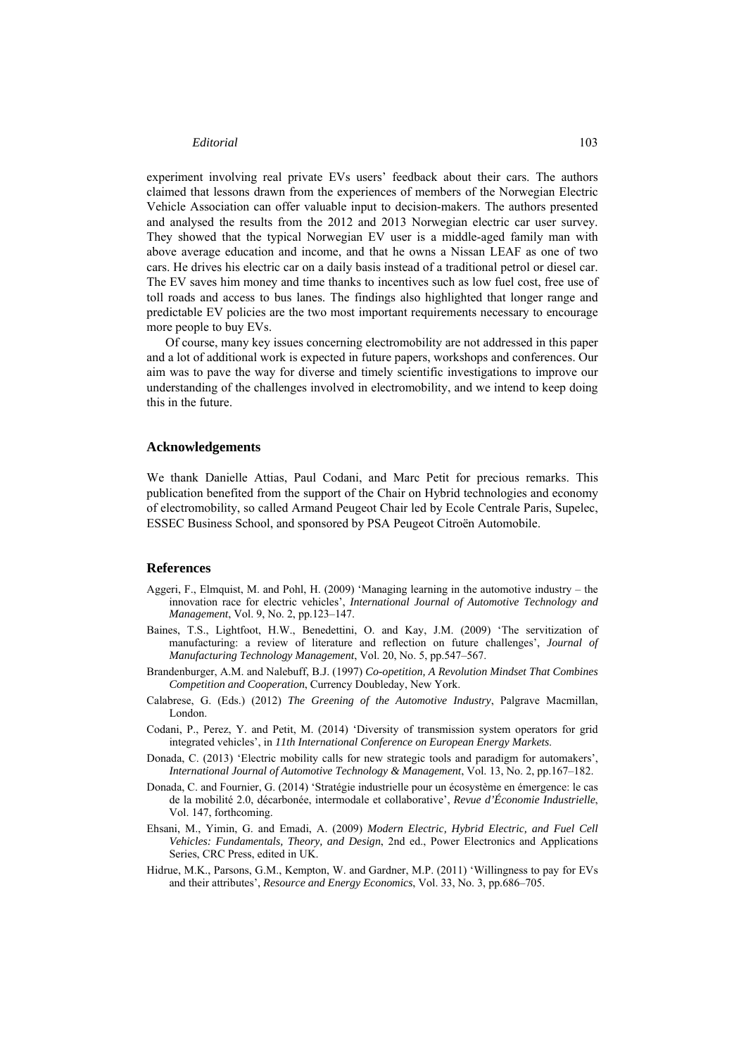experiment involving real private EVs users' feedback about their cars. The authors claimed that lessons drawn from the experiences of members of the Norwegian Electric Vehicle Association can offer valuable input to decision-makers. The authors presented and analysed the results from the 2012 and 2013 Norwegian electric car user survey. They showed that the typical Norwegian EV user is a middle-aged family man with above average education and income, and that he owns a Nissan LEAF as one of two cars. He drives his electric car on a daily basis instead of a traditional petrol or diesel car. The EV saves him money and time thanks to incentives such as low fuel cost, free use of toll roads and access to bus lanes. The findings also highlighted that longer range and predictable EV policies are the two most important requirements necessary to encourage more people to buy EVs.

Of course, many key issues concerning electromobility are not addressed in this paper and a lot of additional work is expected in future papers, workshops and conferences. Our aim was to pave the way for diverse and timely scientific investigations to improve our understanding of the challenges involved in electromobility, and we intend to keep doing this in the future.

## Acknowledgements

We thank Danielle Attias, Paul Codani, and Marc Petit for precious remarks. This publication benefited from the support of the Chair on Hybrid technologies and economy of electromobility, so called Armand Peugeot Chair led by Ecole Centrale Paris, Supelec, ESSEC Business School, and sponsored by PSA Peugeot Citroën Automobile.

## References

Aggeri, F., Elmquist, M. and Pohl, H. (2009) 'Managing learning in the automotive industry – the innovation race for electric vehicles', *International Journal of Automotive Technology and Management*, Vol. 9, No. 2, pp.123–147.

Baines, T.S., Lightfoot, H.W., Benedettini, O. and Kay, J.M. (2009) 'The servitization of manufacturing: a review of literature and reflection on future challenges', *Journal of Manufacturing Technology Management*, Vol. 20, No. 5, pp.547–567.

Brandenburger, A.M. and Nalebuff, B.J. (1997) *Co-opetition, A Revolution Mindset That Combines Competition and Cooperation*, Currency Doubleday, New York.

Calabrese, G. (Eds.) (2012) *The Greening of the Automotive Industry*, Palgrave Macmillan, London.

Codani, P., Perez, Y. and Petit, M. (2014) 'Diversity of transmission system operators for grid integrated vehicles', in *11th International Conference on European Energy Markets*.

Donada, C. (2013) 'Electric mobility calls for new strategic tools and paradigm for automakers', *International Journal of Automotive Technology & Management*, Vol. 13, No. 2, pp.167–182.

Donada, C. and Fournier, G. (2014) 'Stratégie industrielle pour un écosystème en émergence: le cas de la mobilité 2.0, décarbonée, intermodale et collaborative', *Revue d'Économie Industrielle*, Vol. 147, forthcoming.

Ehsani, M., Yimin, G. and Emadi, A. (2009) *Modern Electric, Hybrid Electric, and Fuel Cell Vehicles: Fundamentals, Theory, and Design*, 2nd ed., Power Electronics and Applications Series, CRC Press, edited in UK.

Hidrue, M.K., Parsons, G.M., Kempton, W. and Gardner, M.P. (2011) 'Willingness to pay for EVs and their attributes', *Resource and Energy Economics*, Vol. 33, No. 3, pp.686–705.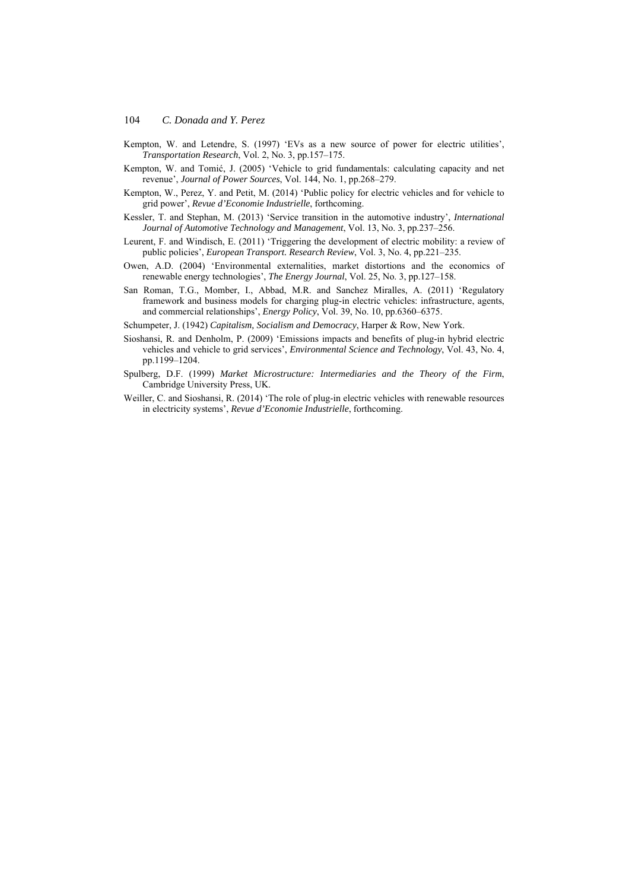Kempton, W. and Letendre, S. (1997) 'EVs as a new source of power for electric utilities', *Transportation Research*, Vol. 2, No. 3, pp.157–175.

Kempton, W. and Tomić, J. (2005) 'Vehicle to grid fundamentals: calculating capacity and net revenue', *Journal of Power Sources*, Vol. 144, No. 1, pp.268–279.

Kempton, W., Perez, Y. and Petit, M. (2014) 'Public policy for electric vehicles and for vehicle to grid power', *Revue d'Economie Industrielle*, forthcoming.

Kessler, T. and Stephan, M. (2013) 'Service transition in the automotive industry', *International Journal of Automotive Technology and Management*, Vol. 13, No. 3, pp.237–256.

Leurent, F. and Windisch, E. (2011) 'Triggering the development of electric mobility: a review of public policies', *European Transport. Research Review*, Vol. 3, No. 4, pp.221–235.

Owen, A.D. (2004) 'Environmental externalities, market distortions and the economics of renewable energy technologies', *The Energy Journal*, Vol. 25, No. 3, pp.127–158.

San Roman, T.G., Momber, I., Abbad, M.R. and Sanchez Miralles, A. (2011) 'Regulatory framework and business models for charging plug-in electric vehicles: infrastructure, agents, and commercial relationships', *Energy Policy*, Vol. 39, No. 10, pp.6360–6375.

Schumpeter, J. (1942) *Capitalism, Socialism and Democracy*, Harper & Row, New York.

Sioshansi, R. and Denholm, P. (2009) 'Emissions impacts and benefits of plug-in hybrid electric vehicles and vehicle to grid services', *Environmental Science and Technology*, Vol. 43, No. 4, pp.1199–1204.

Spulberg, D.F. (1999) *Market Microstructure: Intermediaries and the Theory of the Firm*, Cambridge University Press, UK.

Weiller, C. and Sioshansi, R. (2014) 'The role of plug-in electric vehicles with renewable resources in electricity systems', *Revue d'Economie Industrielle*, forthcoming.